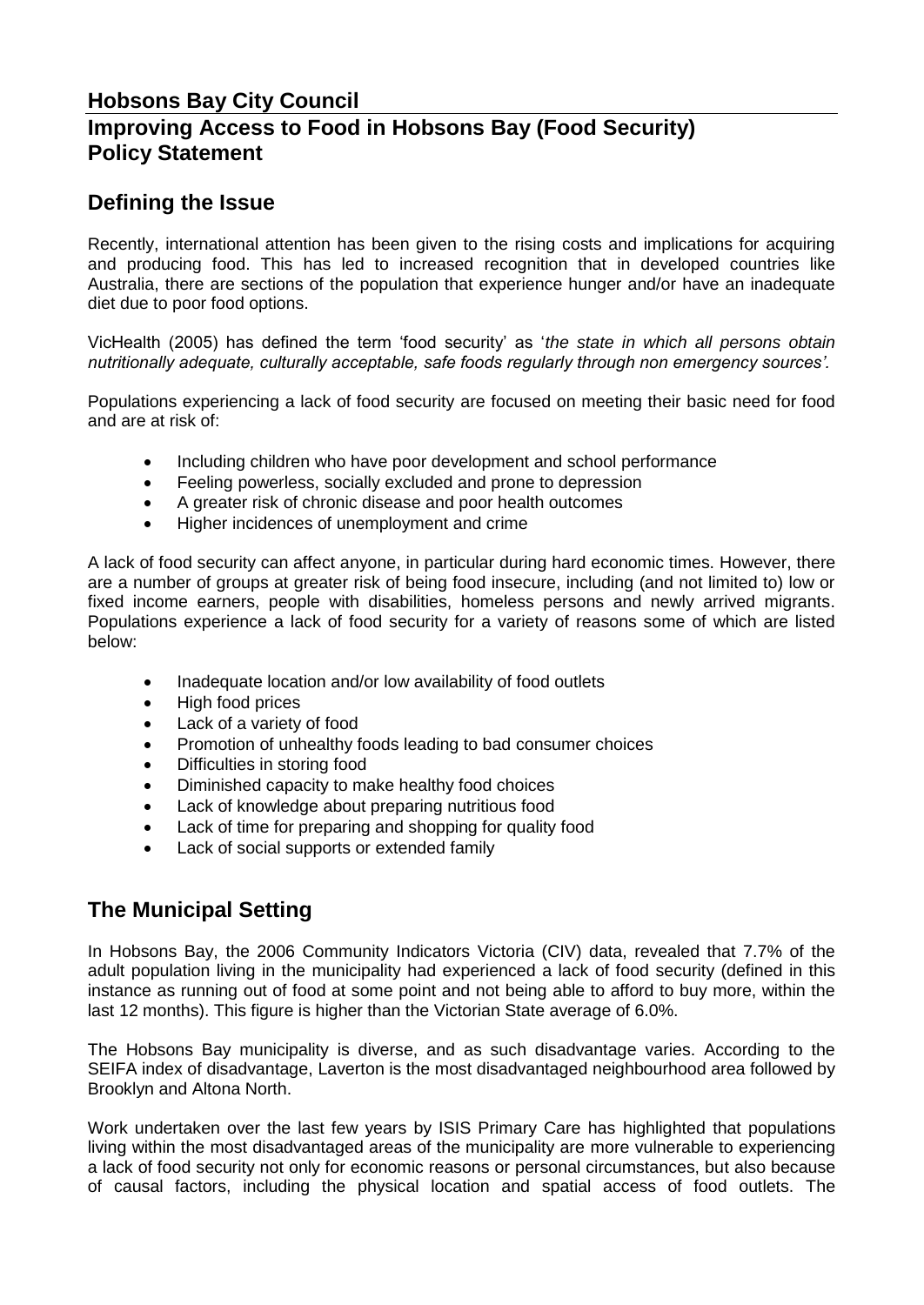# Hobsons Bay City Council

## Improving Access to Food in Hobsons Bay (Food Security) Policy Statement

## Defining the Issue

Recently, international attention has been given to the rising costs and implications for acquiring and producing food. This has led to increased recognition that in developed countries like Australia, there are sections of the population that experience hunger and/or have an inadequate diet due to poor food options.

VicHealth (2005) has defined the term 'food security' as '*the state in which all persons obtain nutritionally adequate, culturally acceptable, safe foods regularly through non emergency sources'.*

Populations experiencing a lack of food security are focused on meeting their basic need for food and are at risk of:

- Including children who have poor development and school performance
- Feeling powerless, socially excluded and prone to depression
- A greater risk of chronic disease and poor health outcomes
- Higher incidences of unemployment and crime

A lack of food security can affect anyone, in particular during hard economic times. However, there are a number of groups at greater risk of being food insecure, including (and not limited to) low or fixed income earners, people with disabilities, homeless persons and newly arrived migrants. Populations experience a lack of food security for a variety of reasons some of which are listed below:

- Inadequate location and/or low availability of food outlets
- High food prices
- Lack of a variety of food
- Promotion of unhealthy foods leading to bad consumer choices
- Difficulties in storing food
- Diminished capacity to make healthy food choices
- Lack of knowledge about preparing nutritious food
- Lack of time for preparing and shopping for quality food
- Lack of social supports or extended family

## The Municipal Setting

In Hobsons Bay, the 2006 Community Indicators Victoria (CIV) data, revealed that 7.7% of the adult population living in the municipality had experienced a lack of food security (defined in this instance as running out of food at some point and not being able to afford to buy more, within the last 12 months). This figure is higher than the Victorian State average of 6.0%.

The Hobsons Bay municipality is diverse, and as such disadvantage varies. According to the SEIFA index of disadvantage, Laverton is the most disadvantaged neighbourhood area followed by Brooklyn and Altona North.

Work undertaken over the last few years by ISIS Primary Care has highlighted that populations living within the most disadvantaged areas of the municipality are more vulnerable to experiencing a lack of food security not only for economic reasons or personal circumstances, but also because of causal factors, including the physical location and spatial access of food outlets. The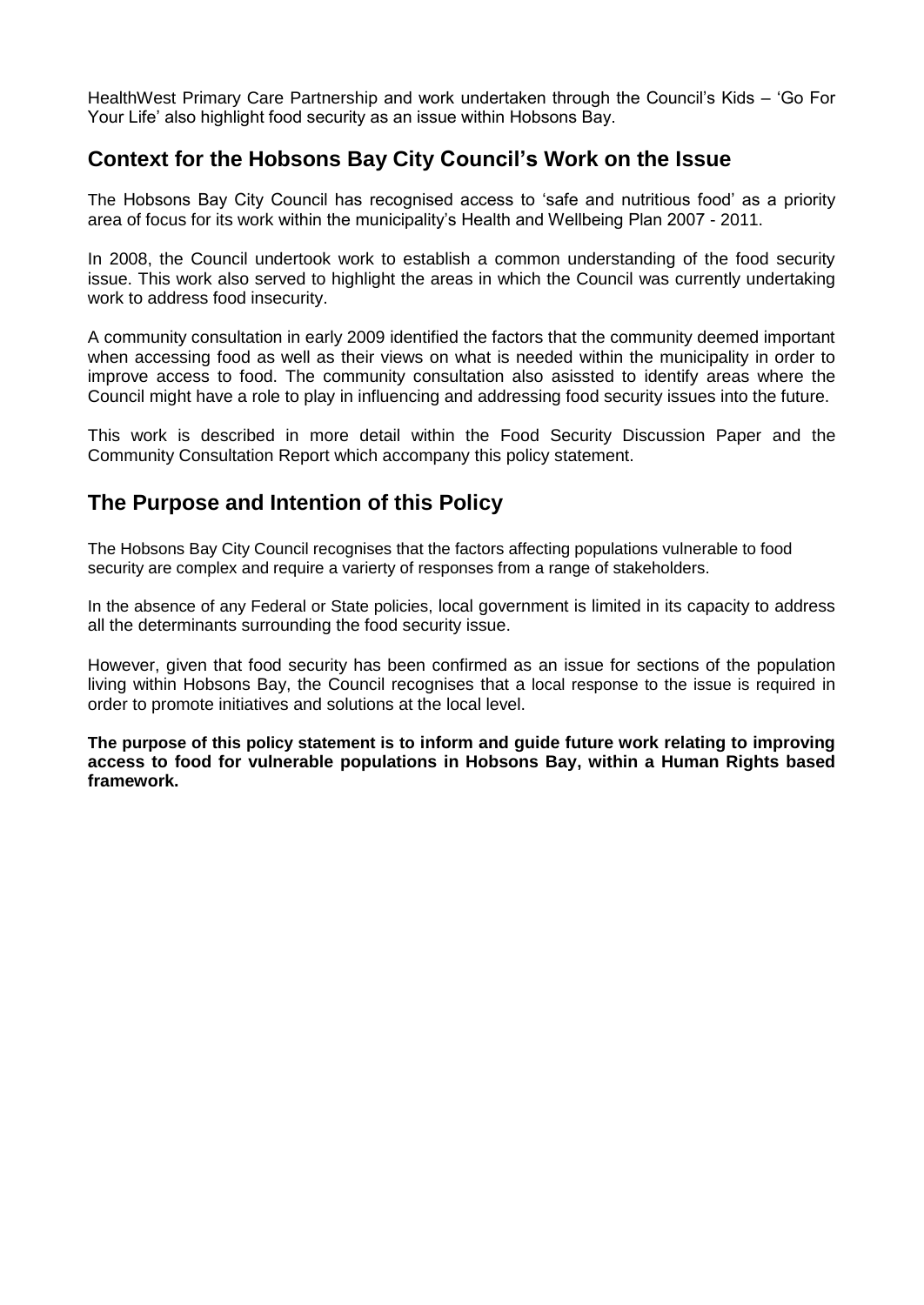HealthWest Primary Care Partnership and work undertaken through the Council's Kids – 'Go For Your Life' also highlight food security as an issue within Hobsons Bay.

## Context for the Hobsons Bay City Council's Work on the Issue

The Hobsons Bay City Council has recognised access to 'safe and nutritious food' as a priority area of focus for its work within the municipality's Health and Wellbeing Plan 2007 - 2011.

In 2008, the Council undertook work to establish a common understanding of the food security issue. This work also served to highlight the areas in which the Council was currently undertaking work to address food insecurity.

A community consultation in early 2009 identified the factors that the community deemed important when accessing food as well as their views on what is needed within the municipality in order to improve access to food. The community consultation also asissted to identify areas where the Council might have a role to play in influencing and addressing food security issues into the future.

This work is described in more detail within the Food Security Discussion Paper and the Community Consultation Report which accompany this policy statement.

## The Purpose and Intention of this Policy

The Hobsons Bay City Council recognises that the factors affecting populations vulnerable to food security are complex and require a varierty of responses from a range of stakeholders.

In the absence of any Federal or State policies, local government is limited in its capacity to address all the determinants surrounding the food security issue.

However, given that food security has been confirmed as an issue for sections of the population living within Hobsons Bay, the Council recognises that a local response to the issue is required in order to promote initiatives and solutions at the local level.

**The purpose of this policy statement is to inform and guide future work relating to improving access to food for vulnerable populations in Hobsons Bay, within a Human Rights based framework.**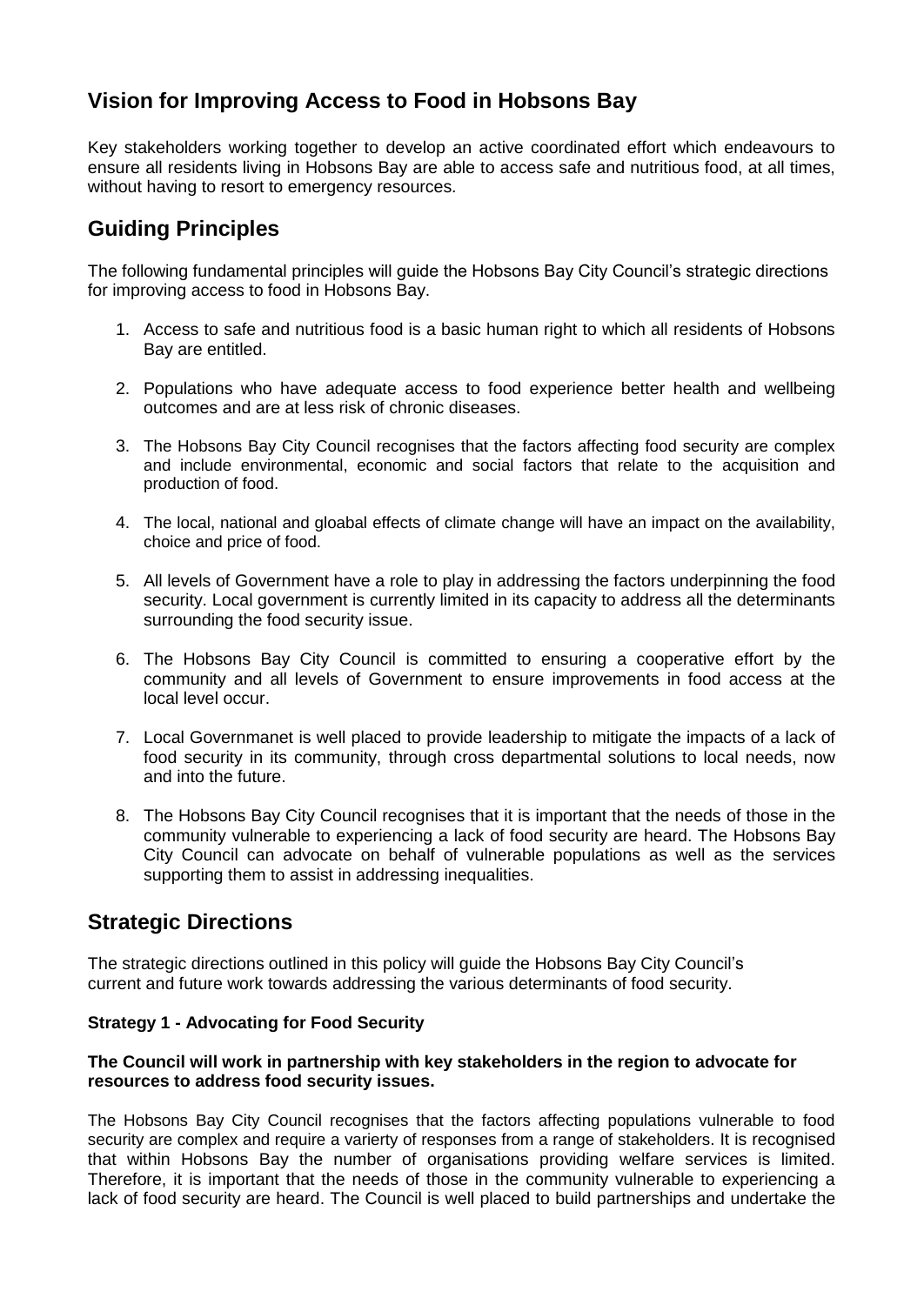## Vision for Improving Access to Food in Hobsons Bay

Key stakeholders working together to develop an active coordinated effort which endeavours to ensure all residents living in Hobsons Bay are able to access safe and nutritious food, at all times, without having to resort to emergency resources.

## Guiding Principles

The following fundamental principles will guide the Hobsons Bay City Council's strategic directions for improving access to food in Hobsons Bay.

1. Access to safe and nutritious food is a basic human right to which all residents of Hobsons Bay are entitled.
2. Populations who have adequate access to food experience better health and wellbeing outcomes and are at less risk of chronic diseases.
3. The Hobsons Bay City Council recognises that the factors affecting food security are complex and include environmental, economic and social factors that relate to the acquisition and production of food.
4. The local, national and gloabal effects of climate change will have an impact on the availability, choice and price of food.
5. All levels of Government have a role to play in addressing the factors underpinning the food security. Local government is currently limited in its capacity to address all the determinants surrounding the food security issue.
6. The Hobsons Bay City Council is committed to ensuring a cooperative effort by the community and all levels of Government to ensure improvements in food access at the local level occur.
7. Local Governmanet is well placed to provide leadership to mitigate the impacts of a lack of food security in its community, through cross departmental solutions to local needs, now and into the future.
8. The Hobsons Bay City Council recognises that it is important that the needs of those in the community vulnerable to experiencing a lack of food security are heard. The Hobsons Bay City Council can advocate on behalf of vulnerable populations as well as the services supporting them to assist in addressing inequalities.

## Strategic Directions

The strategic directions outlined in this policy will guide the Hobsons Bay City Council's current and future work towards addressing the various determinants of food security.

### Strategy 1 - Advocating for Food Security

**The Council will work in partnership with key stakeholders in the region to advocate for resources to address food security issues.**

The Hobsons Bay City Council recognises that the factors affecting populations vulnerable to food security are complex and require a varierty of responses from a range of stakeholders. It is recognised that within Hobsons Bay the number of organisations providing welfare services is limited. Therefore, it is important that the needs of those in the community vulnerable to experiencing a lack of food security are heard. The Council is well placed to build partnerships and undertake the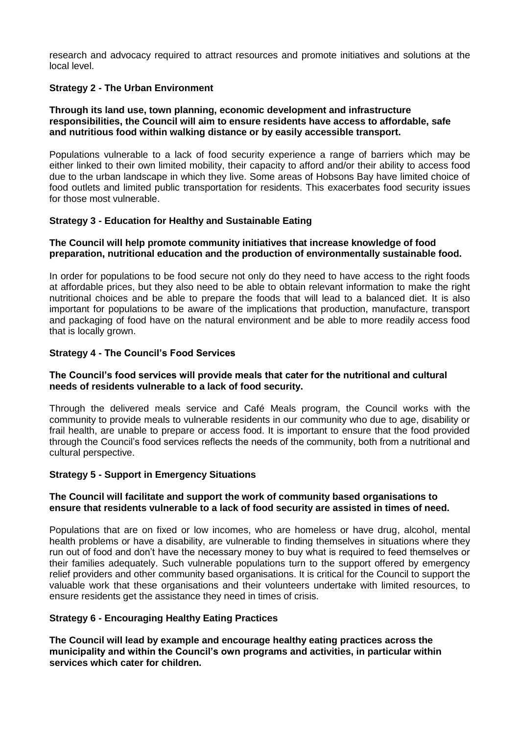research and advocacy required to attract resources and promote initiatives and solutions at the local level.

### Strategy 2 - The Urban Environment

**Through its land use, town planning, economic development and infrastructure responsibilities, the Council will aim to ensure residents have access to affordable, safe and nutritious food within walking distance or by easily accessible transport.**

Populations vulnerable to a lack of food security experience a range of barriers which may be either linked to their own limited mobility, their capacity to afford and/or their ability to access food due to the urban landscape in which they live. Some areas of Hobsons Bay have limited choice of food outlets and limited public transportation for residents. This exacerbates food security issues for those most vulnerable.

### Strategy 3 - Education for Healthy and Sustainable Eating

**The Council will help promote community initiatives that increase knowledge of food preparation, nutritional education and the production of environmentally sustainable food.**

In order for populations to be food secure not only do they need to have access to the right foods at affordable prices, but they also need to be able to obtain relevant information to make the right nutritional choices and be able to prepare the foods that will lead to a balanced diet. It is also important for populations to be aware of the implications that production, manufacture, transport and packaging of food have on the natural environment and be able to more readily access food that is locally grown.

### Strategy 4 - The Council's Food Services

**The Council's food services will provide meals that cater for the nutritional and cultural needs of residents vulnerable to a lack of food security.**

Through the delivered meals service and Café Meals program, the Council works with the community to provide meals to vulnerable residents in our community who due to age, disability or frail health, are unable to prepare or access food. It is important to ensure that the food provided through the Council's food services reflects the needs of the community, both from a nutritional and cultural perspective.

### Strategy 5 - Support in Emergency Situations

**The Council will facilitate and support the work of community based organisations to ensure that residents vulnerable to a lack of food security are assisted in times of need.**

Populations that are on fixed or low incomes, who are homeless or have drug, alcohol, mental health problems or have a disability, are vulnerable to finding themselves in situations where they run out of food and don't have the necessary money to buy what is required to feed themselves or their families adequately. Such vulnerable populations turn to the support offered by emergency relief providers and other community based organisations. It is critical for the Council to support the valuable work that these organisations and their volunteers undertake with limited resources, to ensure residents get the assistance they need in times of crisis.

### Strategy 6 - Encouraging Healthy Eating Practices

**The Council will lead by example and encourage healthy eating practices across the municipality and within the Council's own programs and activities, in particular within services which cater for children.**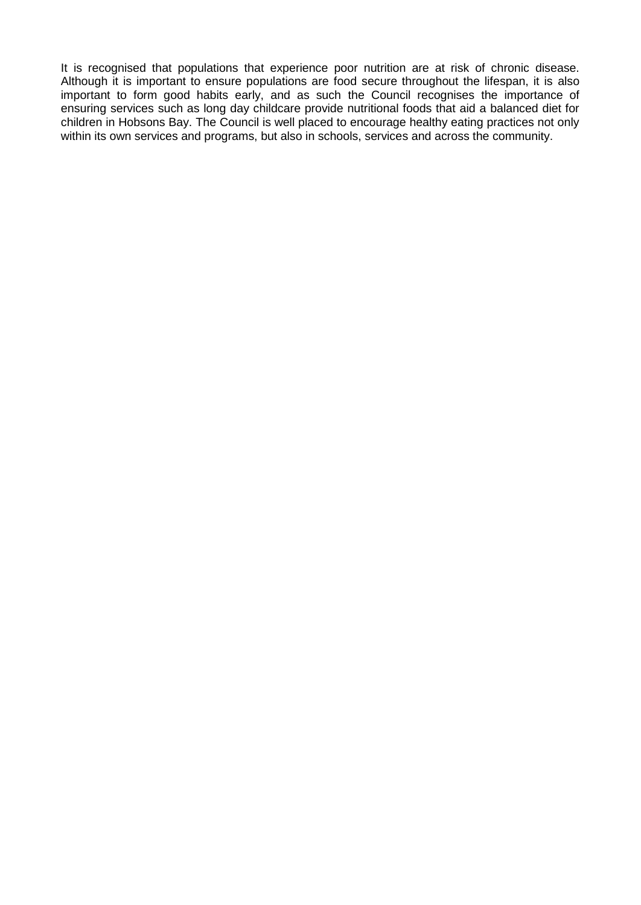It is recognised that populations that experience poor nutrition are at risk of chronic disease. Although it is important to ensure populations are food secure throughout the lifespan, it is also important to form good habits early, and as such the Council recognises the importance of ensuring services such as long day childcare provide nutritional foods that aid a balanced diet for children in Hobsons Bay. The Council is well placed to encourage healthy eating practices not only within its own services and programs, but also in schools, services and across the community.